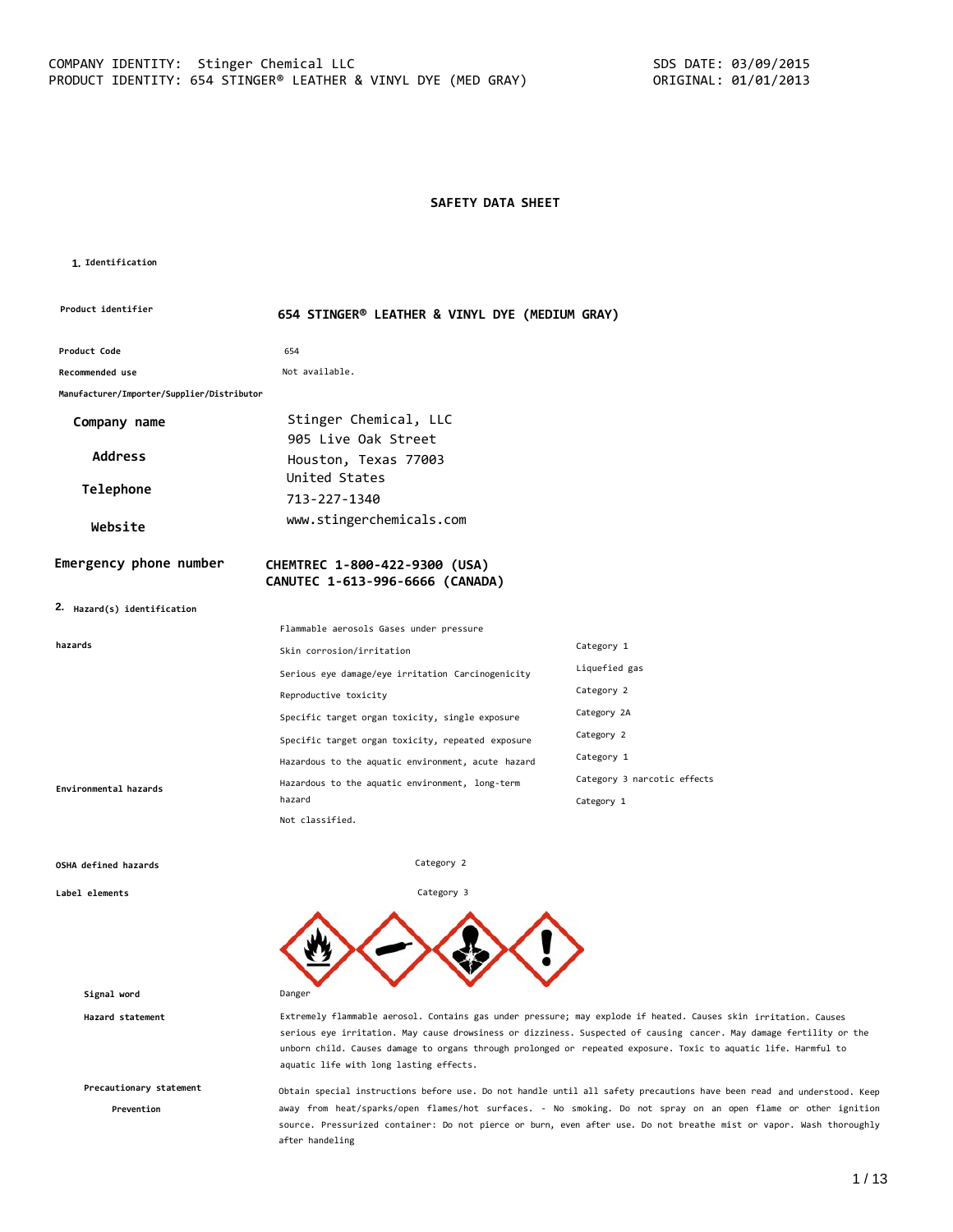COMPANY IDENTITY: Stinger Chemical LLC
PRODUCT IDENTITY: 654 STINGER® LEATHER & VINYL DYE (MED GRAY)

SDS DATE: 03/09/2015
ORIGINAL: 01/01/2013

# SAFETY DATA SHEET

## 1. Identification

| | |
|---|---|
| **Product identifier** | **654 STINGER® LEATHER & VINYL DYE (MEDIUM GRAY)** |
| **Product Code** | 654 |
| **Recommended use** | Not available. |
| **Manufacturer/Importer/Supplier/Distributor** | |
| **Company name** | Stinger Chemical, LLC |
| **Address** | 905 Live Oak Street<br>Houston, Texas 77003<br>United States |
| **Telephone** | 713-227-1340 |
| **Website** | www.stingerchemicals.com |
| **Emergency phone number** | **CHEMTREC 1-800-422-9300 (USA)**<br>**CANUTEC 1-613-996-6666 (CANADA)** |

## 2. Hazard(s) identification

| | | |
|---|---|---|
| **hazards** | Flammable aerosols Gases under pressure | Category 1 |
| | Skin corrosion/irritation | Liquefied gas |
| | Serious eye damage/eye irritation Carcinogenicity | Category 2 |
| | Reproductive toxicity | Category 2A |
| | Specific target organ toxicity, single exposure | Category 2 |
| | Specific target organ toxicity, repeated exposure | Category 1 |
| | Hazardous to the aquatic environment, acute hazard | Category 3 narcotic effects |
| **Environmental hazards** | Hazardous to the aquatic environment, long-term hazard | Category 1 |
| | Not classified. | |
| **OSHA defined hazards** | Category 2 | |
| **Label elements** | Category 3 | |

**Signal word** Danger

**Hazard statement** Extremely flammable aerosol. Contains gas under pressure; may explode if heated. Causes skin irritation. Causes serious eye irritation. May cause drowsiness or dizziness. Suspected of causing cancer. May damage fertility or the unborn child. Causes damage to organs through prolonged or repeated exposure. Toxic to aquatic life. Harmful to aquatic life with long lasting effects.

**Precautionary statement**

**Prevention** Obtain special instructions before use. Do not handle until all safety precautions have been read and understood. Keep away from heat/sparks/open flames/hot surfaces. - No smoking. Do not spray on an open flame or other ignition source. Pressurized container: Do not pierce or burn, even after use. Do not breathe mist or vapor. Wash thoroughly after handeling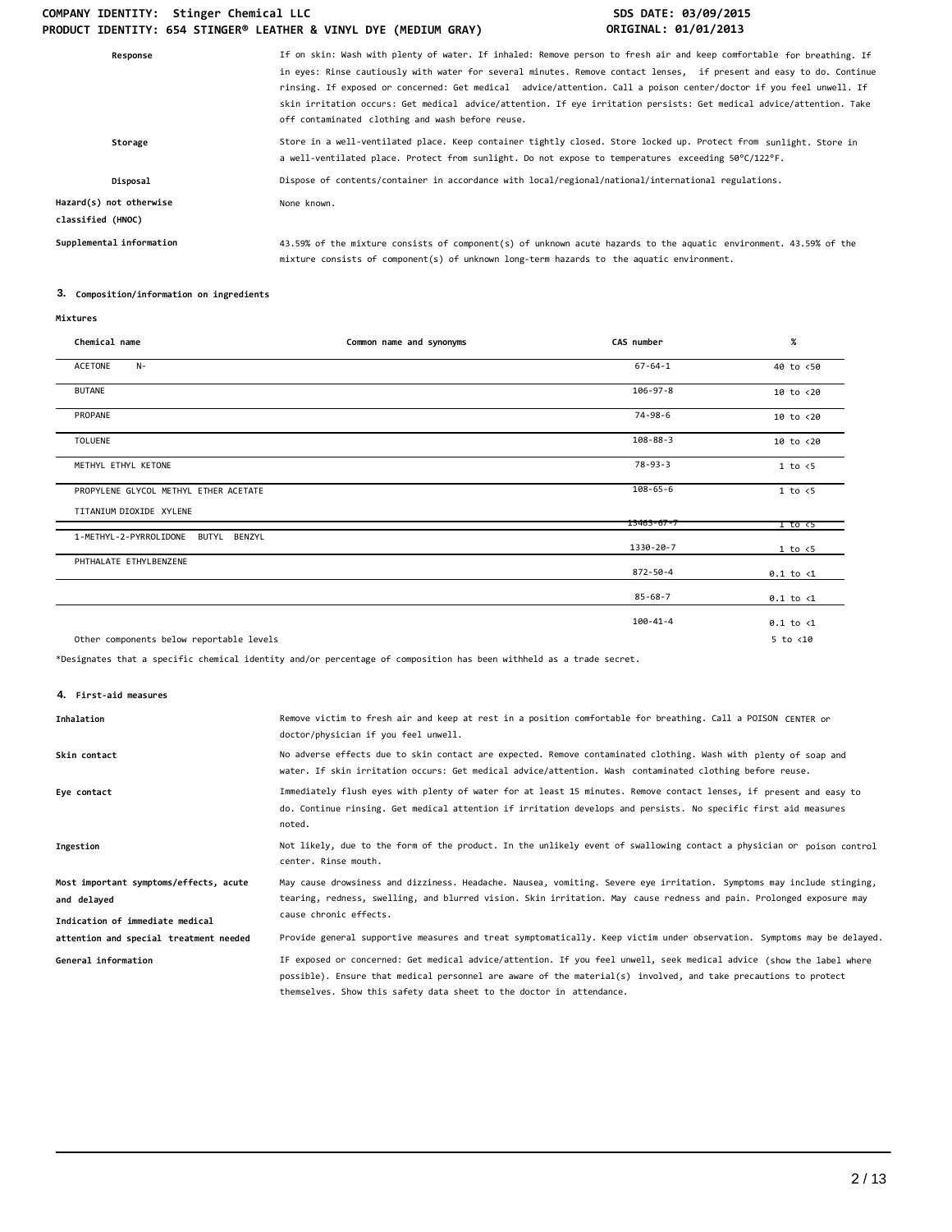| | |
|---|---|
| **Response** | If on skin: Wash with plenty of water. If inhaled: Remove person to fresh air and keep comfortable for breathing. If in eyes: Rinse cautiously with water for several minutes. Remove contact lenses, if present and easy to do. Continue rinsing. If exposed or concerned: Get medical advice/attention. Call a poison center/doctor if you feel unwell. If skin irritation occurs: Get medical advice/attention. If eye irritation persists: Get medical advice/attention. Take off contaminated clothing and wash before reuse. |
| **Storage** | Store in a well-ventilated place. Keep container tightly closed. Store locked up. Protect from sunlight. Store in a well-ventilated place. Protect from sunlight. Do not expose to temperatures exceeding 50°C/122°F. |
| **Disposal** | Dispose of contents/container in accordance with local/regional/national/international regulations. |
| **Hazard(s) not otherwise classified (HNOC)** | None known. |
| **Supplemental information** | 43.59% of the mixture consists of component(s) of unknown acute hazards to the aquatic environment. 43.59% of the mixture consists of component(s) of unknown long-term hazards to the aquatic environment. |

## 3. Composition/information on ingredients

**Mixtures**

| Chemical name | Common name and synonyms | CAS number | % |
|---|---|---|---|
| ACETONE N- | | 67-64-1 | 40 to <50 |
| BUTANE | | 106-97-8 | 10 to <20 |
| PROPANE | | 74-98-6 | 10 to <20 |
| TOLUENE | | 108-88-3 | 10 to <20 |
| METHYL ETHYL KETONE | | 78-93-3 | 1 to <5 |
| PROPYLENE GLYCOL METHYL ETHER ACETATE | | 108-65-6 | 1 to <5 |
| TITANIUM DIOXIDE XYLENE | | 13463-67-7 | 1 to <5 |
| 1-METHYL-2-PYRROLIDONE BUTYL BENZYL | | 1330-20-7 | 1 to <5 |
| PHTHALATE ETHYLBENZENE | | 872-50-4 | 0.1 to <1 |
| | | 85-68-7 | 0.1 to <1 |
| | | 100-41-4 | 0.1 to <1 |
| Other components below reportable levels | | | 5 to <10 |

*Designates that a specific chemical identity and/or percentage of composition has been withheld as a trade secret.

## 4. First-aid measures

| | |
|---|---|
| **Inhalation** | Remove victim to fresh air and keep at rest in a position comfortable for breathing. Call a POISON CENTER or doctor/physician if you feel unwell. |
| **Skin contact** | No adverse effects due to skin contact are expected. Remove contaminated clothing. Wash with plenty of soap and water. If skin irritation occurs: Get medical advice/attention. Wash contaminated clothing before reuse. |
| **Eye contact** | Immediately flush eyes with plenty of water for at least 15 minutes. Remove contact lenses, if present and easy to do. Continue rinsing. Get medical attention if irritation develops and persists. No specific first aid measures noted. |
| **Ingestion** | Not likely, due to the form of the product. In the unlikely event of swallowing contact a physician or poison control center. Rinse mouth. |
| **Most important symptoms/effects, acute and delayed** | May cause drowsiness and dizziness. Headache. Nausea, vomiting. Severe eye irritation. Symptoms may include stinging, tearing, redness, swelling, and blurred vision. Skin irritation. May cause redness and pain. Prolonged exposure may cause chronic effects. |
| **Indication of immediate medical attention and special treatment needed** | Provide general supportive measures and treat symptomatically. Keep victim under observation. Symptoms may be delayed. |
| **General information** | IF exposed or concerned: Get medical advice/attention. If you feel unwell, seek medical advice (show the label where possible). Ensure that medical personnel are aware of the material(s) involved, and take precautions to protect themselves. Show this safety data sheet to the doctor in attendance. |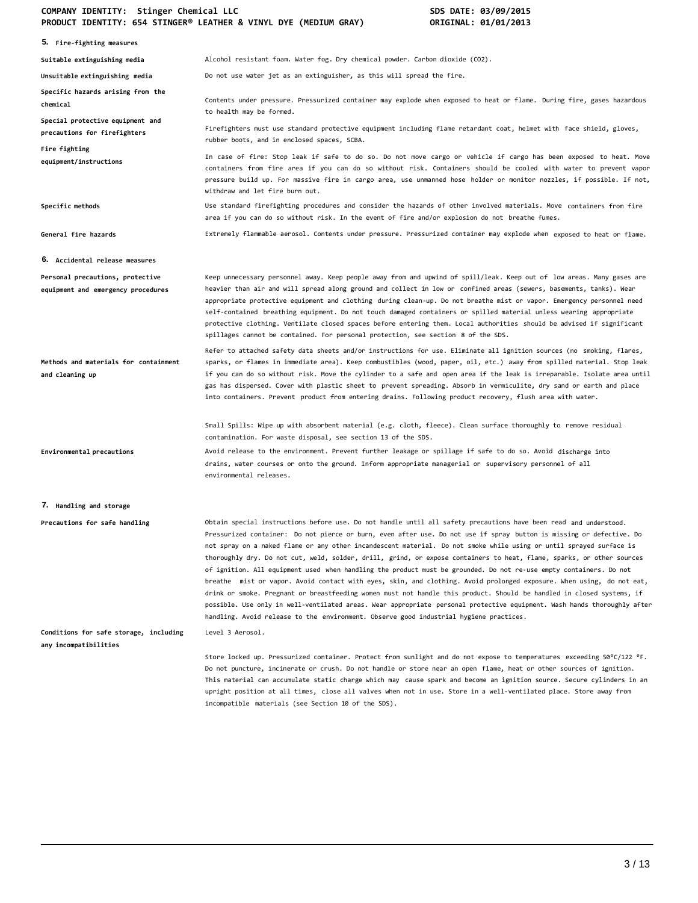## 5. Fire-fighting measures

| | |
|---|---|
| Suitable extinguishing media | Alcohol resistant foam. Water fog. Dry chemical powder. Carbon dioxide ($CO_2$). |
| Unsuitable extinguishing media | Do not use water jet as an extinguisher, as this will spread the fire. |
| Specific hazards arising from the chemical | Contents under pressure. Pressurized container may explode when exposed to heat or flame. During fire, gases hazardous to health may be formed. |
| Special protective equipment and precautions for firefighters | Firefighters must use standard protective equipment including flame retardant coat, helmet with face shield, gloves, rubber boots, and in enclosed spaces, SCBA. |
| Fire fighting equipment/instructions | In case of fire: Stop leak if safe to do so. Do not move cargo or vehicle if cargo has been exposed to heat. Move containers from fire area if you can do so without risk. Containers should be cooled with water to prevent vapor pressure build up. For massive fire in cargo area, use unmanned hose holder or monitor nozzles, if possible. If not, withdraw and let fire burn out. |
| Specific methods | Use standard firefighting procedures and consider the hazards of other involved materials. Move containers from fire area if you can do so without risk. In the event of fire and/or explosion do not breathe fumes. |
| General fire hazards | Extremely flammable aerosol. Contents under pressure. Pressurized container may explode when exposed to heat or flame. |

## 6. Accidental release measures

| | |
|---|---|
| Personal precautions, protective equipment and emergency procedures | Keep unnecessary personnel away. Keep people away from and upwind of spill/leak. Keep out of low areas. Many gases are heavier than air and will spread along ground and collect in low or confined areas (sewers, basements, tanks). Wear appropriate protective equipment and clothing during clean-up. Do not breathe mist or vapor. Emergency personnel need self-contained breathing equipment. Do not touch damaged containers or spilled material unless wearing appropriate protective clothing. Ventilate closed spaces before entering them. Local authorities should be advised if significant spillages cannot be contained. For personal protection, see section 8 of the SDS. |
| Methods and materials for containment and cleaning up | Refer to attached safety data sheets and/or instructions for use. Eliminate all ignition sources (no smoking, flares, sparks, or flames in immediate area). Keep combustibles (wood, paper, oil, etc.) away from spilled material. Stop leak if you can do so without risk. Move the cylinder to a safe and open area if the leak is irreparable. Isolate area until gas has dispersed. Cover with plastic sheet to prevent spreading. Absorb in vermiculite, dry sand or earth and place into containers. Prevent product from entering drains. Following product recovery, flush area with water.<br><br>Small Spills: Wipe up with absorbent material (e.g. cloth, fleece). Clean surface thoroughly to remove residual contamination. For waste disposal, see section 13 of the SDS. |
| Environmental precautions | Avoid release to the environment. Prevent further leakage or spillage if safe to do so. Avoid discharge into drains, water courses or onto the ground. Inform appropriate managerial or supervisory personnel of all environmental releases. |

## 7. Handling and storage

| | |
|---|---|
| Precautions for safe handling | Obtain special instructions before use. Do not handle until all safety precautions have been read and understood. Pressurized container: Do not pierce or burn, even after use. Do not use if spray button is missing or defective. Do not spray on a naked flame or any other incandescent material. Do not smoke while using or until sprayed surface is thoroughly dry. Do not cut, weld, solder, drill, grind, or expose containers to heat, flame, sparks, or other sources of ignition. All equipment used when handling the product must be grounded. Do not re-use empty containers. Do not breathe mist or vapor. Avoid contact with eyes, skin, and clothing. Avoid prolonged exposure. When using, do not eat, drink or smoke. Pregnant or breastfeeding women must not handle this product. Should be handled in closed systems, if possible. Use only in well-ventilated areas. Wear appropriate personal protective equipment. Wash hands thoroughly after handling. Avoid release to the environment. Observe good industrial hygiene practices. |
| Conditions for safe storage, including any incompatibilities | Level 3 Aerosol.<br><br>Store locked up. Pressurized container. Protect from sunlight and do not expose to temperatures exceeding 50°C/122 °F. Do not puncture, incinerate or crush. Do not handle or store near an open flame, heat or other sources of ignition. This material can accumulate static charge which may cause spark and become an ignition source. Secure cylinders in an upright position at all times, close all valves when not in use. Store in a well-ventilated place. Store away from incompatible materials (see Section 10 of the SDS). |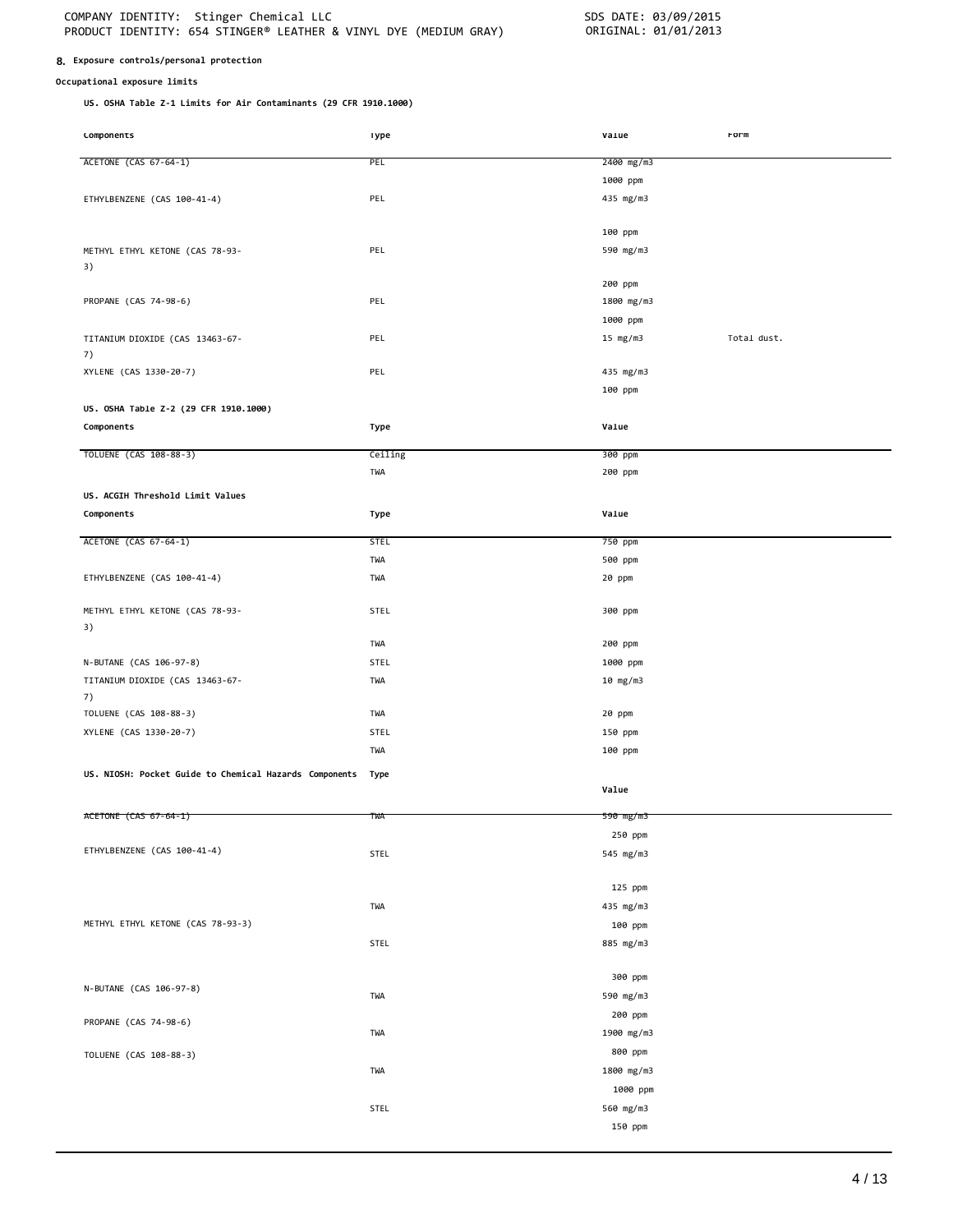## 8. Exposure controls/personal protection

### Occupational exposure limits

**US. OSHA Table Z-1 Limits for Air Contaminants (29 CFR 1910.1000)**

| Components | Type | Value | Form |
|---|---|---|---|
| ACETONE (CAS 67-64-1) | PEL | 2400 mg/m3 | |
| | | 1000 ppm | |
| ETHYLBENZENE (CAS 100-41-4) | PEL | 435 mg/m3 | |
| | | 100 ppm | |
| METHYL ETHYL KETONE (CAS 78-93-3) | PEL | 590 mg/m3 | |
| | | 200 ppm | |
| PROPANE (CAS 74-98-6) | PEL | 1800 mg/m3 | |
| | | 1000 ppm | |
| TITANIUM DIOXIDE (CAS 13463-67-7) | PEL | 15 mg/m3 | Total dust. |
| XYLENE (CAS 1330-20-7) | PEL | 435 mg/m3 | |
| | | 100 ppm | |

**US. OSHA Table Z-2 (29 CFR 1910.1000)**

| Components | Type | Value |
|---|---|---|
| TOLUENE (CAS 108-88-3) | Ceiling | 300 ppm |
| | TWA | 200 ppm |

**US. ACGIH Threshold Limit Values**

| Components | Type | Value |
|---|---|---|
| ACETONE (CAS 67-64-1) | STEL | 750 ppm |
| | TWA | 500 ppm |
| ETHYLBENZENE (CAS 100-41-4) | TWA | 20 ppm |
| METHYL ETHYL KETONE (CAS 78-93-3) | STEL | 300 ppm |
| | TWA | 200 ppm |
| N-BUTANE (CAS 106-97-8) | STEL | 1000 ppm |
| TITANIUM DIOXIDE (CAS 13463-67-7) | TWA | 10 mg/m3 |
| TOLUENE (CAS 108-88-3) | TWA | 20 ppm |
| XYLENE (CAS 1330-20-7) | STEL | 150 ppm |
| | TWA | 100 ppm |

**US. NIOSH: Pocket Guide to Chemical Hazards**

| Components | Type | Value |
|---|---|---|
| ACETONE (CAS 67-64-1) | TWA | 590 mg/m3 |
| | | 250 ppm |
| ETHYLBENZENE (CAS 100-41-4) | STEL | 545 mg/m3 |
| | | 125 ppm |
| | TWA | 435 mg/m3 |
| METHYL ETHYL KETONE (CAS 78-93-3) | | 100 ppm |
| | STEL | 885 mg/m3 |
| | | 300 ppm |
| N-BUTANE (CAS 106-97-8) | TWA | 590 mg/m3 |
| | | 200 ppm |
| PROPANE (CAS 74-98-6) | TWA | 1900 mg/m3 |
| | | 800 ppm |
| TOLUENE (CAS 108-88-3) | TWA | 1800 mg/m3 |
| | | 1000 ppm |
| | STEL | 560 mg/m3 |
| | | 150 ppm |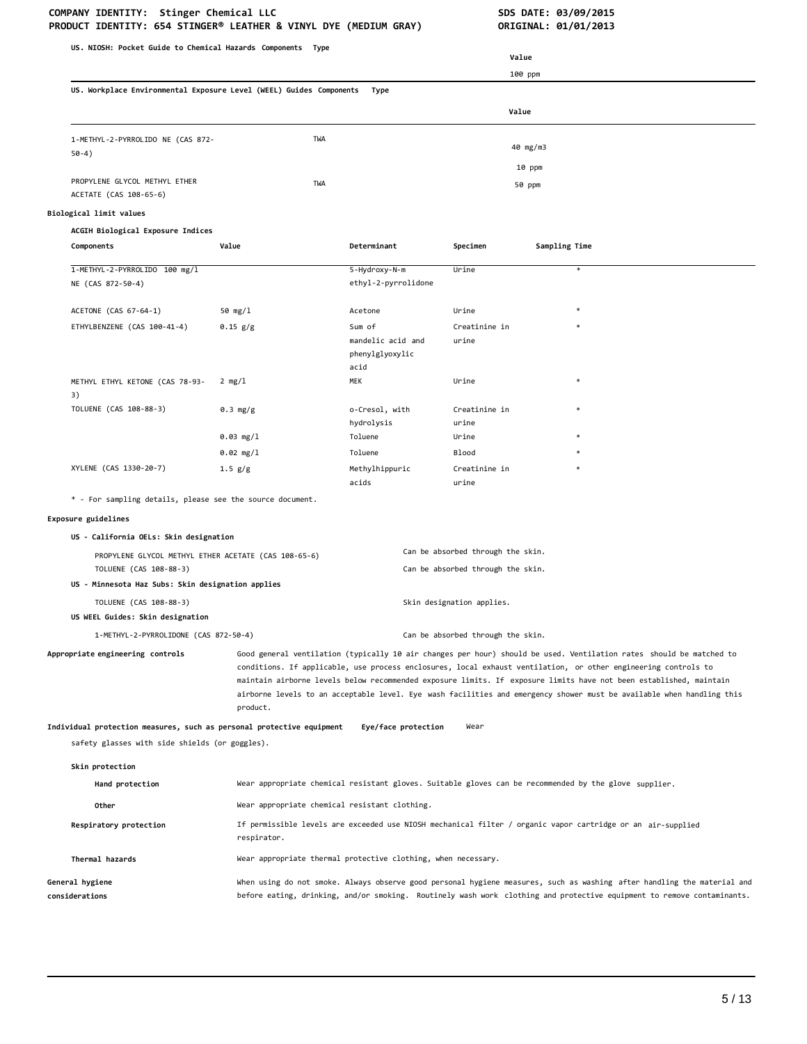**US. NIOSH: Pocket Guide to Chemical Hazards Components Type**

| | | Value |
|---|---|---|
| | | 100 ppm |

**US. Workplace Environmental Exposure Level (WEEL) Guides Components Type**

| Components | Type | Value |
|---|---|---|
| 1-METHYL-2-PYRROLIDO NE (CAS 872-50-4) | TWA | 40 mg/m3 |
| | | 10 ppm |
| PROPYLENE GLYCOL METHYL ETHER ACETATE (CAS 108-65-6) | TWA | 50 ppm |

**Biological limit values**

**ACGIH Biological Exposure Indices**

| Components | Value | Determinant | Specimen | Sampling Time |
|---|---|---|---|---|
| 1-METHYL-2-PYRROLIDO NE (CAS 872-50-4) | 100 mg/l | 5-Hydroxy-N-m ethyl-2-pyrrolidone | Urine | * |
| ACETONE (CAS 67-64-1) | 50 mg/l | Acetone | Urine | * |
| ETHYLBENZENE (CAS 100-41-4) | 0.15 g/g | Sum of mandelic acid and phenylglyoxylic acid | Creatinine in urine | * |
| METHYL ETHYL KETONE (CAS 78-93-3) | 2 mg/l | MEK | Urine | * |
| TOLUENE (CAS 108-88-3) | 0.3 mg/g | o-Cresol, with hydrolysis | Creatinine in urine | * |
| | 0.03 mg/l | Toluene | Urine | * |
| | 0.02 mg/l | Toluene | Blood | * |
| XYLENE (CAS 1330-20-7) | 1.5 g/g | Methylhippuric acids | Creatinine in urine | * |

* - For sampling details, please see the source document.

**Exposure guidelines**

**US - California OELs: Skin designation**

| | |
|---|---|
| PROPYLENE GLYCOL METHYL ETHER ACETATE (CAS 108-65-6) | Can be absorbed through the skin. |
| TOLUENE (CAS 108-88-3) | Can be absorbed through the skin. |

**US - Minnesota Haz Subs: Skin designation applies**

| | |
|---|---|
| TOLUENE (CAS 108-88-3) | Skin designation applies. |

**US WEEL Guides: Skin designation**

| | |
|---|---|
| 1-METHYL-2-PYRROLIDONE (CAS 872-50-4) | Can be absorbed through the skin. |

**Appropriate engineering controls** Good general ventilation (typically 10 air changes per hour) should be used. Ventilation rates should be matched to conditions. If applicable, use process enclosures, local exhaust ventilation, or other engineering controls to maintain airborne levels below recommended exposure limits. If exposure limits have not been established, maintain airborne levels to an acceptable level. Eye wash facilities and emergency shower must be available when handling this product.

**Individual protection measures, such as personal protective equipment** **Eye/face protection** Wear safety glasses with side shields (or goggles).

**Skin protection**

**Hand protection** Wear appropriate chemical resistant gloves. Suitable gloves can be recommended by the glove supplier.

**Other** Wear appropriate chemical resistant clothing.

**Respiratory protection** If permissible levels are exceeded use NIOSH mechanical filter / organic vapor cartridge or an air-supplied respirator.

**Thermal hazards** Wear appropriate thermal protective clothing, when necessary.

**General hygiene considerations** When using do not smoke. Always observe good personal hygiene measures, such as washing after handling the material and before eating, drinking, and/or smoking. Routinely wash work clothing and protective equipment to remove contaminants.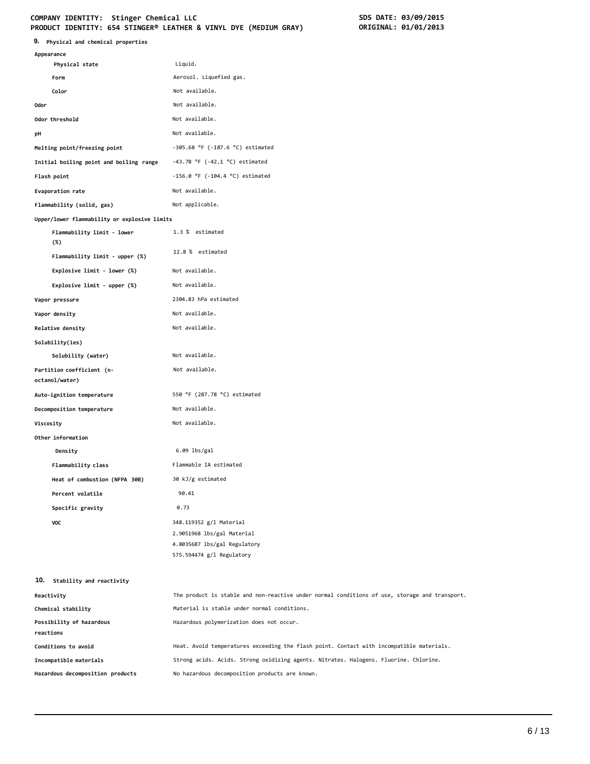## 9. Physical and chemical properties

| | |
|---|---|
| **Appearance** | |
| Physical state | Liquid. |
| Form | Aerosol. Liquefied gas. |
| Color | Not available. |
| **Odor** | Not available. |
| **Odor threshold** | Not available. |
| **pH** | Not available. |
| **Melting point/freezing point** | -305.68 °F (-187.6 °C) estimated |
| **Initial boiling point and boiling range** | -43.78 °F (-42.1 °C) estimated |
| **Flash point** | -156.0 °F (-104.4 °C) estimated |
| **Evaporation rate** | Not available. |
| **Flammability (solid, gas)** | Not applicable. |
| **Upper/lower flammability or explosive limits** | |
| Flammability limit - lower (%) | 1.3 % estimated |
| Flammability limit - upper (%) | 12.8 % estimated |
| Explosive limit - lower (%) | Not available. |
| Explosive limit - upper (%) | Not available. |
| **Vapor pressure** | 2304.83 hPa estimated |
| **Vapor density** | Not available. |
| **Relative density** | Not available. |
| **Solubility(ies)** | |
| Solubility (water) | Not available. |
| **Partition coefficient (n-octanol/water)** | Not available. |
| **Auto-ignition temperature** | 550 °F (287.78 °C) estimated |
| **Decomposition temperature** | Not available. |
| **Viscosity** | Not available. |
| **Other information** | |
| Density | 6.09 lbs/gal |
| Flammability class | Flammable IA estimated |
| Heat of combustion (NFPA 30B) | 30 kJ/g estimated |
| Percent volatile | 90.41 |
| Specific gravity | 0.73 |
| VOC | 348.119352 g/l Material<br>2.9051968 lbs/gal Material<br>4.8035687 lbs/gal Regulatory<br>575.594474 g/l Regulatory |

## 10. Stability and reactivity

| | |
|---|---|
| **Reactivity** | The product is stable and non-reactive under normal conditions of use, storage and transport. |
| **Chemical stability** | Material is stable under normal conditions. |
| **Possibility of hazardous reactions** | Hazardous polymerization does not occur. |
| **Conditions to avoid** | Heat. Avoid temperatures exceeding the flash point. Contact with incompatible materials. |
| **Incompatible materials** | Strong acids. Acids. Strong oxidizing agents. Nitrates. Halogens. Fluorine. Chlorine. |
| **Hazardous decomposition products** | No hazardous decomposition products are known. |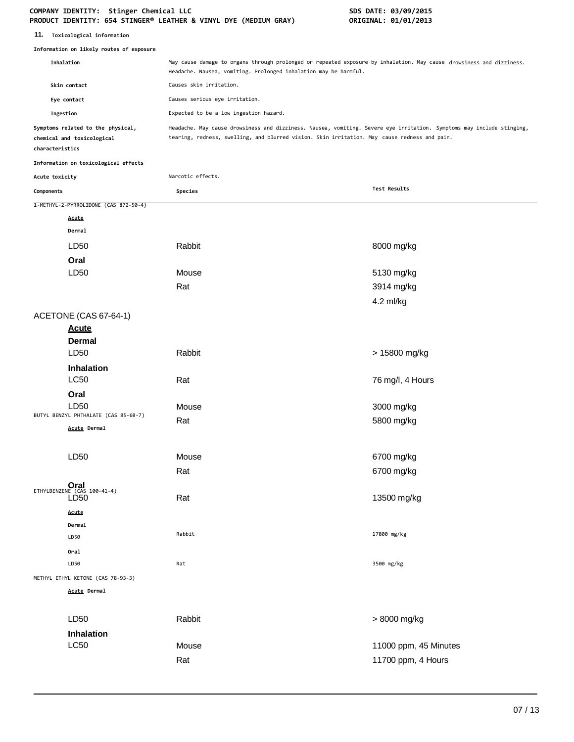## 11. Toxicological information

**Information on likely routes of exposure**

| | |
|---|---|
| Inhalation | May cause damage to organs through prolonged or repeated exposure by inhalation. May cause drowsiness and dizziness. Headache. Nausea, vomiting. Prolonged inhalation may be harmful. |
| Skin contact | Causes skin irritation. |
| Eye contact | Causes serious eye irritation. |
| Ingestion | Expected to be a low ingestion hazard. |
| Symptoms related to the physical, chemical and toxicological characteristics | Headache. May cause drowsiness and dizziness. Nausea, vomiting. Severe eye irritation. Symptoms may include stinging, tearing, redness, swelling, and blurred vision. Skin irritation. May cause redness and pain. |

**Information on toxicological effects**

Acute toxicity: Narcotic effects.

| Components | Species | Test Results |
|---|---|---|
| 1-METHYL-2-PYRROLIDONE (CAS 872-50-4) | | |
| **Acute** | | |
| **Dermal** | | |
| LD50 | Rabbit | 8000 mg/kg |
| **Oral** | | |
| LD50 | Mouse | 5130 mg/kg |
| | Rat | 3914 mg/kg |
| | | 4.2 ml/kg |
| ACETONE (CAS 67-64-1) | | |
| **Acute** | | |
| **Dermal** | | |
| LD50 | Rabbit | > 15800 mg/kg |
| **Inhalation** | | |
| LC50 | Rat | 76 mg/l, 4 Hours |
| **Oral** | | |
| LD50 | Mouse | 3000 mg/kg |
| | Rat | 5800 mg/kg |
| BUTYL BENZYL PHTHALATE (CAS 85-68-7) | | |
| **Acute** | | |
| **Dermal** | | |
| LD50 | Mouse | 6700 mg/kg |
| | Rat | 6700 mg/kg |
| **Oral** | | |
| LD50 | Rat | 13500 mg/kg |
| ETHYLBENZENE (CAS 100-41-4) | | |
| **Acute** | | |
| **Dermal** | | |
| LD50 | Rabbit | 17800 mg/kg |
| **Oral** | | |
| LD50 | Rat | 3500 mg/kg |
| METHYL ETHYL KETONE (CAS 78-93-3) | | |
| **Acute** | | |
| **Dermal** | | |
| LD50 | Rabbit | > 8000 mg/kg |
| **Inhalation** | | |
| LC50 | Mouse | 11000 ppm, 45 Minutes |
| | Rat | 11700 ppm, 4 Hours |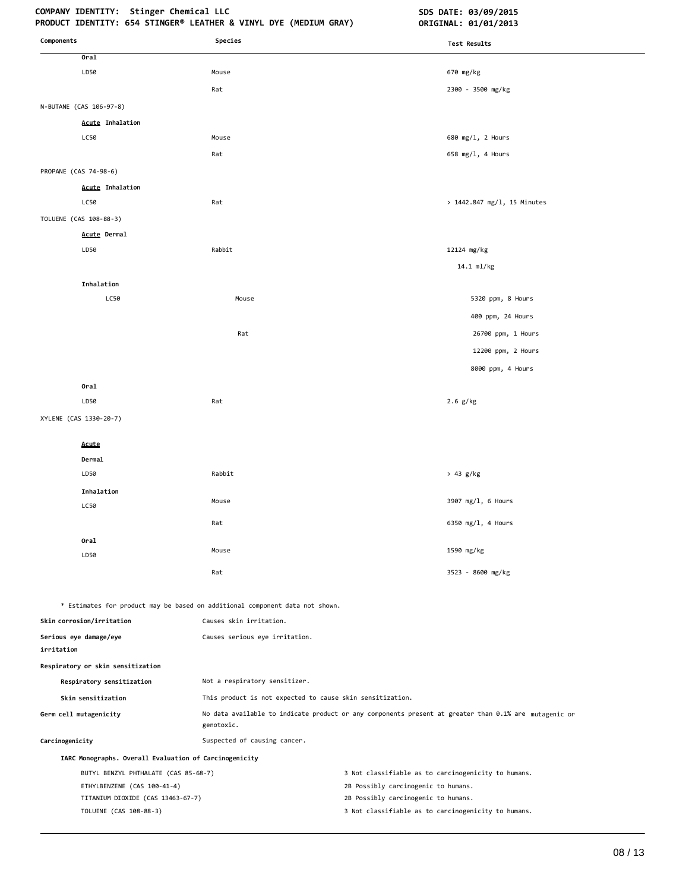| Components | Species | Test Results |
|---|---|---|
| **Oral** | | |
| LD50 | Mouse | 670 mg/kg |
| | Rat | 2300 - 3500 mg/kg |
| N-BUTANE (CAS 106-97-8) | | |
| **Acute Inhalation** | | |
| LC50 | Mouse | 680 mg/l, 2 Hours |
| | Rat | 658 mg/l, 4 Hours |
| PROPANE (CAS 74-98-6) | | |
| **Acute Inhalation** | | |
| LC50 | Rat | > 1442.847 mg/l, 15 Minutes |
| TOLUENE (CAS 108-88-3) | | |
| **Acute Dermal** | | |
| LD50 | Rabbit | 12124 mg/kg |
| | | 14.1 ml/kg |
| **Inhalation** | | |
| LC50 | Mouse | 5320 ppm, 8 Hours |
| | | 400 ppm, 24 Hours |
| | Rat | 26700 ppm, 1 Hours |
| | | 12200 ppm, 2 Hours |
| | | 8000 ppm, 4 Hours |
| **Oral** | | |
| LD50 | Rat | 2.6 g/kg |
| XYLENE (CAS 1330-20-7) | | |
| **Acute** | | |
| **Dermal** | | |
| LD50 | Rabbit | > 43 g/kg |
| **Inhalation** | | |
| LC50 | Mouse | 3907 mg/l, 6 Hours |
| | Rat | 6350 mg/l, 4 Hours |
| **Oral** | | |
| LD50 | Mouse | 1590 mg/kg |
| | Rat | 3523 - 8600 mg/kg |

* Estimates for product may be based on additional component data not shown.

**Skin corrosion/irritation** Causes skin irritation.

**Serious eye damage/eye irritation** Causes serious eye irritation.

**Respiratory or skin sensitization**

**Respiratory sensitization** Not a respiratory sensitizer.

**Skin sensitization** This product is not expected to cause skin sensitization.

**Germ cell mutagenicity** No data available to indicate product or any components present at greater than 0.1% are mutagenic or genotoxic.

**Carcinogenicity** Suspected of causing cancer.

**IARC Monographs. Overall Evaluation of Carcinogenicity**

| | |
|---|---|
| BUTYL BENZYL PHTHALATE (CAS 85-68-7) | 3 Not classifiable as to carcinogenicity to humans. |
| ETHYLBENZENE (CAS 100-41-4) | 2B Possibly carcinogenic to humans. |
| TITANIUM DIOXIDE (CAS 13463-67-7) | 2B Possibly carcinogenic to humans. |
| TOLUENE (CAS 108-88-3) | 3 Not classifiable as to carcinogenicity to humans. |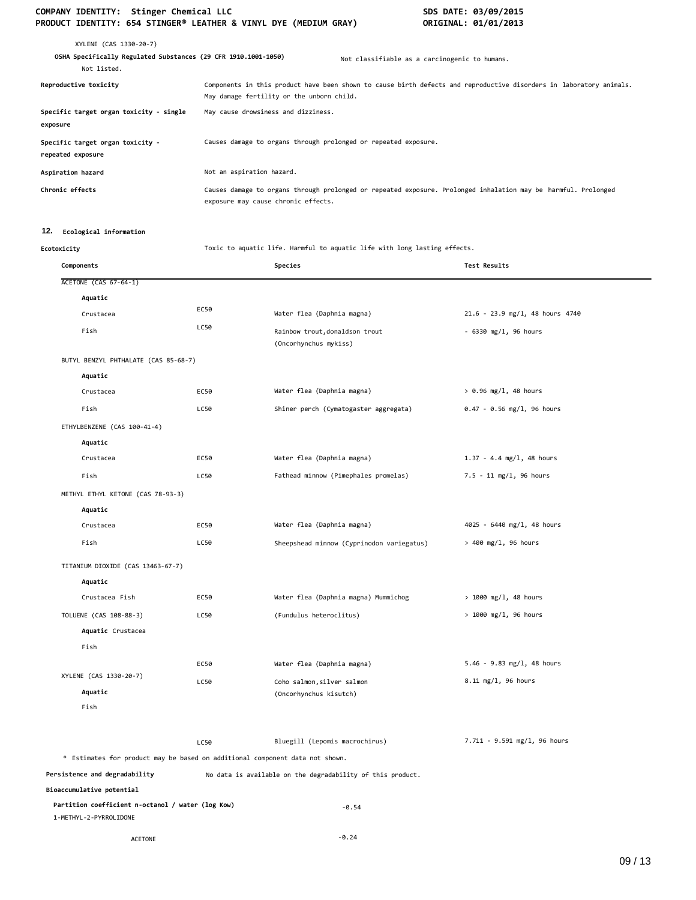XYLENE (CAS 1330-20-7)

**OSHA Specifically Regulated Substances (29 CFR 1910.1001-1050)** — Not classifiable as a carcinogenic to humans.

Not listed.

**Reproductive toxicity** — Components in this product have been shown to cause birth defects and reproductive disorders in laboratory animals. May damage fertility or the unborn child.

**Specific target organ toxicity - single exposure** — May cause drowsiness and dizziness.

**Specific target organ toxicity - repeated exposure** — Causes damage to organs through prolonged or repeated exposure.

**Aspiration hazard** — Not an aspiration hazard.

**Chronic effects** — Causes damage to organs through prolonged or repeated exposure. Prolonged inhalation may be harmful. Prolonged exposure may cause chronic effects.

## 12. Ecological information

**Ecotoxicity** — Toxic to aquatic life. Harmful to aquatic life with long lasting effects.

| Components | | Species | Test Results |
|---|---|---|---|
| ACETONE (CAS 67-64-1) | | | |
| **Aquatic** | | | |
| Crustacea | EC50 | Water flea (Daphnia magna) | 21.6 - 23.9 mg/l, 48 hours 4740 |
| Fish | LC50 | Rainbow trout,donaldson trout (Oncorhynchus mykiss) | - 6330 mg/l, 96 hours |
| BUTYL BENZYL PHTHALATE (CAS 85-68-7) | | | |
| **Aquatic** | | | |
| Crustacea | EC50 | Water flea (Daphnia magna) | > 0.96 mg/l, 48 hours |
| Fish | LC50 | Shiner perch (Cymatogaster aggregata) | 0.47 - 0.56 mg/l, 96 hours |
| ETHYLBENZENE (CAS 100-41-4) | | | |
| **Aquatic** | | | |
| Crustacea | EC50 | Water flea (Daphnia magna) | 1.37 - 4.4 mg/l, 48 hours |
| Fish | LC50 | Fathead minnow (Pimephales promelas) | 7.5 - 11 mg/l, 96 hours |
| METHYL ETHYL KETONE (CAS 78-93-3) | | | |
| **Aquatic** | | | |
| Crustacea | EC50 | Water flea (Daphnia magna) | 4025 - 6440 mg/l, 48 hours |
| Fish | LC50 | Sheepshead minnow (Cyprinodon variegatus) | > 400 mg/l, 96 hours |
| TITANIUM DIOXIDE (CAS 13463-67-7) | | | |
| **Aquatic** | | | |
| Crustacea Fish | EC50 | Water flea (Daphnia magna) Mummichog | > 1000 mg/l, 48 hours |
| TOLUENE (CAS 108-88-3) | LC50 | (Fundulus heteroclitus) | > 1000 mg/l, 96 hours |
| **Aquatic** Crustacea | | | |
| Fish | | | |
| | EC50 | Water flea (Daphnia magna) | 5.46 - 9.83 mg/l, 48 hours |
| XYLENE (CAS 1330-20-7) | LC50 | Coho salmon,silver salmon (Oncorhynchus kisutch) | 8.11 mg/l, 96 hours |
| **Aquatic** | | | |
| Fish | | | |
| | LC50 | Bluegill (Lepomis macrochirus) | 7.711 - 9.591 mg/l, 96 hours |

\* Estimates for product may be based on additional component data not shown.

**Persistence and degradability** — No data is available on the degradability of this product.

**Bioaccumulative potential**

**Partition coefficient n-octanol / water (log Kow)**

| | |
|---|---|
| 1-METHYL-2-PYRROLIDONE | -0.54 |
| ACETONE | -0.24 |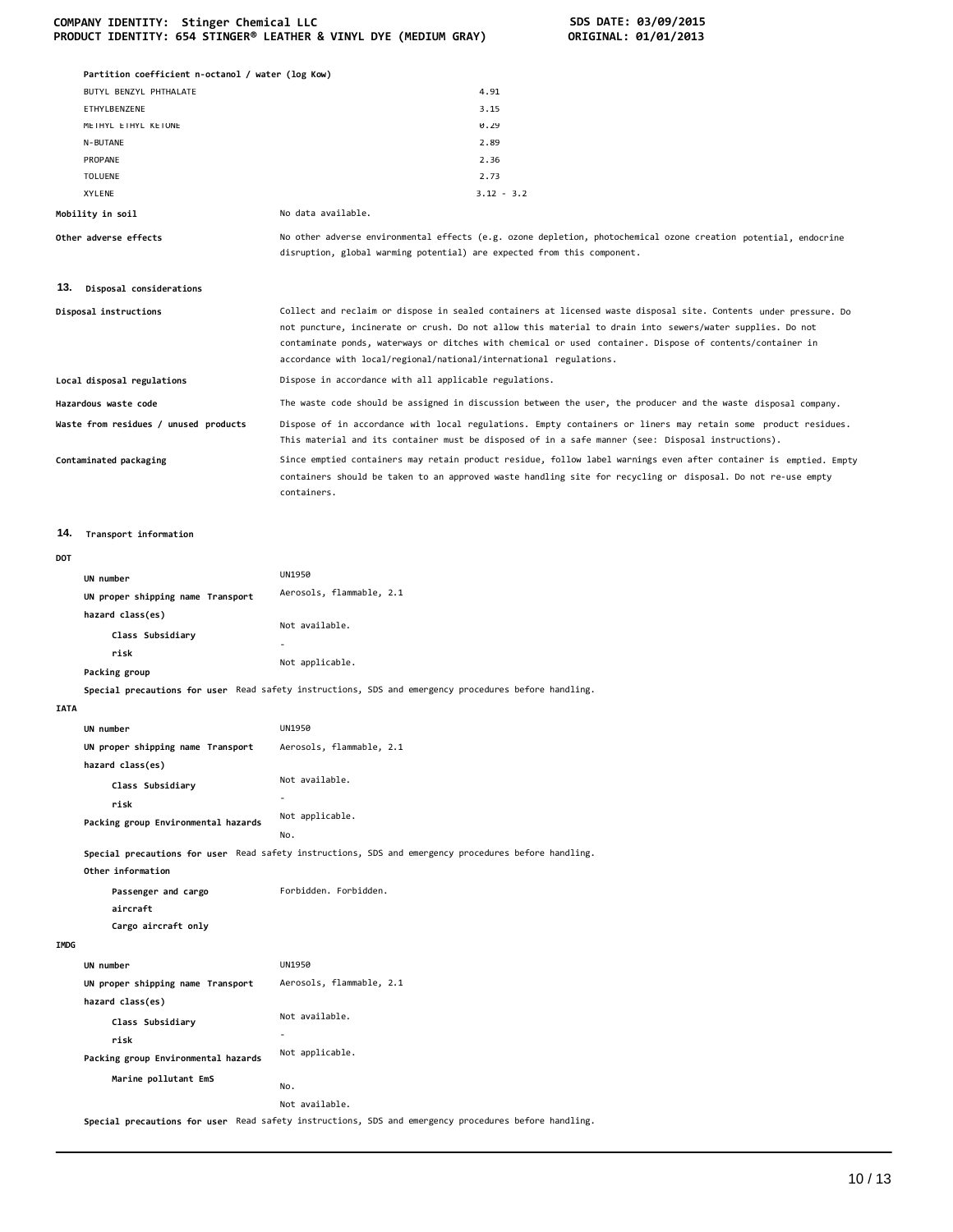**Partition coefficient n-octanol / water (log Kow)**

| | |
|---|---|
| BUTYL BENZYL PHTHALATE | 4.91 |
| ETHYLBENZENE | 3.15 |
| METHYL ETHYL KETONE | 0.29 |
| N-BUTANE | 2.89 |
| PROPANE | 2.36 |
| TOLUENE | 2.73 |
| XYLENE | 3.12 - 3.2 |

**Mobility in soil** No data available.

**Other adverse effects** No other adverse environmental effects (e.g. ozone depletion, photochemical ozone creation potential, endocrine disruption, global warming potential) are expected from this component.

## 13. Disposal considerations

**Disposal instructions** Collect and reclaim or dispose in sealed containers at licensed waste disposal site. Contents under pressure. Do not puncture, incinerate or crush. Do not allow this material to drain into sewers/water supplies. Do not contaminate ponds, waterways or ditches with chemical or used container. Dispose of contents/container in accordance with local/regional/national/international regulations.

**Local disposal regulations** Dispose in accordance with all applicable regulations.

**Hazardous waste code** The waste code should be assigned in discussion between the user, the producer and the waste disposal company.

**Waste from residues / unused products** Dispose of in accordance with local regulations. Empty containers or liners may retain some product residues. This material and its container must be disposed of in a safe manner (see: Disposal instructions).

**Contaminated packaging** Since emptied containers may retain product residue, follow label warnings even after container is emptied. Empty containers should be taken to an approved waste handling site for recycling or disposal. Do not re-use empty containers.

## 14. Transport information

**DOT**

**UN number** UN1950

**UN proper shipping name** Aerosols, flammable, 2.1

**Transport hazard class(es)** Not available.

**Class Subsidiary risk** -

**Packing group** Not applicable.

**Special precautions for user** Read safety instructions, SDS and emergency procedures before handling.

**IATA**

**UN number** UN1950

**UN proper shipping name** Aerosols, flammable, 2.1

**Transport hazard class(es)** Not available.

**Class Subsidiary risk** -

**Packing group** Not applicable.

**Environmental hazards** No.

**Special precautions for user** Read safety instructions, SDS and emergency procedures before handling.

**Other information**

**Passenger and cargo aircraft** Forbidden.

**Cargo aircraft only** Forbidden.

**IMDG**

**UN number** UN1950

**UN proper shipping name** Aerosols, flammable, 2.1

**Transport hazard class(es)** Not available.

**Class Subsidiary risk** -

**Packing group** Not applicable.

**Environmental hazards**

**Marine pollutant** No.

**EmS** Not available.

**Special precautions for user** Read safety instructions, SDS and emergency procedures before handling.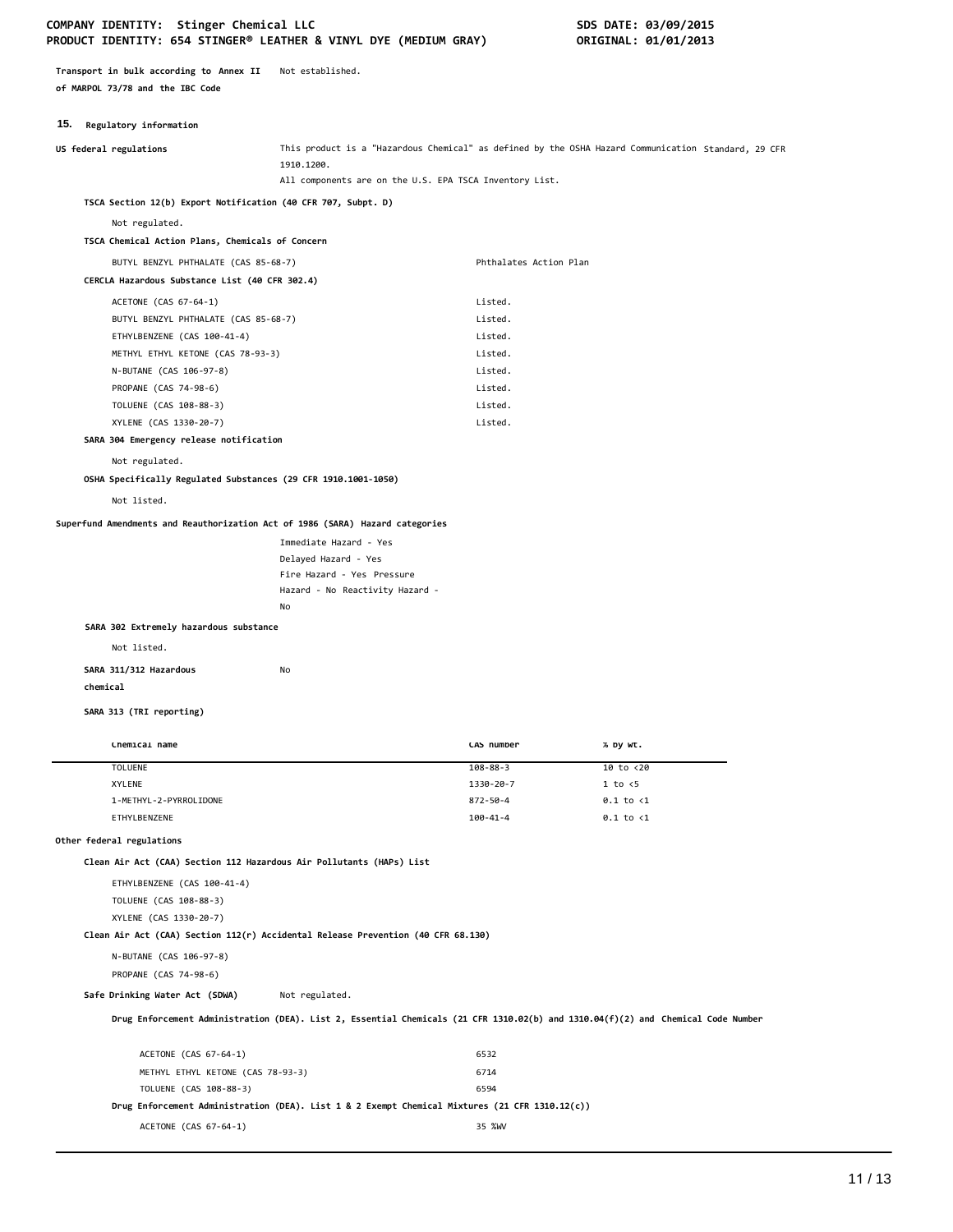**Transport in bulk according to Annex II of MARPOL 73/78 and the IBC Code** Not established.

## 15. Regulatory information

**US federal regulations** This product is a "Hazardous Chemical" as defined by the OSHA Hazard Communication Standard, 29 CFR 1910.1200.
All components are on the U.S. EPA TSCA Inventory List.

**TSCA Section 12(b) Export Notification (40 CFR 707, Subpt. D)**

Not regulated.

**TSCA Chemical Action Plans, Chemicals of Concern**

| | |
|---|---|
| BUTYL BENZYL PHTHALATE (CAS 85-68-7) | Phthalates Action Plan |

**CERCLA Hazardous Substance List (40 CFR 302.4)**

| | |
|---|---|
| ACETONE (CAS 67-64-1) | Listed. |
| BUTYL BENZYL PHTHALATE (CAS 85-68-7) | Listed. |
| ETHYLBENZENE (CAS 100-41-4) | Listed. |
| METHYL ETHYL KETONE (CAS 78-93-3) | Listed. |
| N-BUTANE (CAS 106-97-8) | Listed. |
| PROPANE (CAS 74-98-6) | Listed. |
| TOLUENE (CAS 108-88-3) | Listed. |
| XYLENE (CAS 1330-20-7) | Listed. |

**SARA 304 Emergency release notification**

Not regulated.

**OSHA Specifically Regulated Substances (29 CFR 1910.1001-1050)**

Not listed.

**Superfund Amendments and Reauthorization Act of 1986 (SARA) Hazard categories**

Immediate Hazard - Yes
Delayed Hazard - Yes
Fire Hazard - Yes Pressure
Hazard - No Reactivity Hazard -
No

**SARA 302 Extremely hazardous substance**

Not listed.

**SARA 311/312 Hazardous chemical** No

**SARA 313 (TRI reporting)**

| Chemical name | CAS number | % by wt. |
|---|---|---|
| TOLUENE | 108-88-3 | 10 to <20 |
| XYLENE | 1330-20-7 | 1 to <5 |
| 1-METHYL-2-PYRROLIDONE | 872-50-4 | 0.1 to <1 |
| ETHYLBENZENE | 100-41-4 | 0.1 to <1 |

**Other federal regulations**

**Clean Air Act (CAA) Section 112 Hazardous Air Pollutants (HAPs) List**

ETHYLBENZENE (CAS 100-41-4)
TOLUENE (CAS 108-88-3)
XYLENE (CAS 1330-20-7)

**Clean Air Act (CAA) Section 112(r) Accidental Release Prevention (40 CFR 68.130)**

N-BUTANE (CAS 106-97-8)
PROPANE (CAS 74-98-6)

**Safe Drinking Water Act (SDWA)** Not regulated.

**Drug Enforcement Administration (DEA). List 2, Essential Chemicals (21 CFR 1310.02(b) and 1310.04(f)(2) and Chemical Code Number**

| | |
|---|---|
| ACETONE (CAS 67-64-1) | 6532 |
| METHYL ETHYL KETONE (CAS 78-93-3) | 6714 |
| TOLUENE (CAS 108-88-3) | 6594 |

**Drug Enforcement Administration (DEA). List 1 & 2 Exempt Chemical Mixtures (21 CFR 1310.12(c))**

| | |
|---|---|
| ACETONE (CAS 67-64-1) | 35 %WV |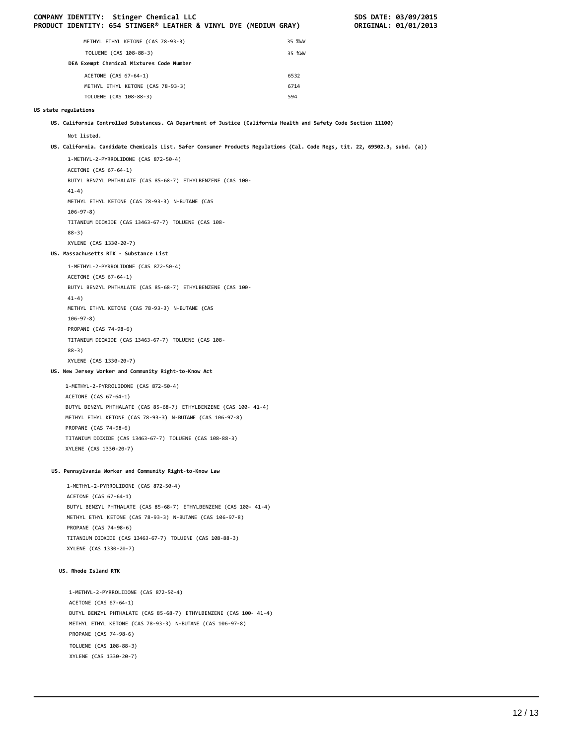| | |
|---|---|
| METHYL ETHYL KETONE (CAS 78-93-3) | 35 %WV |
| TOLUENE (CAS 108-88-3) | 35 %WV |

**DEA Exempt Chemical Mixtures Code Number**

| | |
|---|---|
| ACETONE (CAS 67-64-1) | 6532 |
| METHYL ETHYL KETONE (CAS 78-93-3) | 6714 |
| TOLUENE (CAS 108-88-3) | 594 |

**US state regulations**

**US. California Controlled Substances. CA Department of Justice (California Health and Safety Code Section 11100)**

Not listed.

**US. California. Candidate Chemicals List. Safer Consumer Products Regulations (Cal. Code Regs, tit. 22, 69502.3, subd. (a))**

1-METHYL-2-PYRROLIDONE (CAS 872-50-4)
ACETONE (CAS 67-64-1)
BUTYL BENZYL PHTHALATE (CAS 85-68-7) ETHYLBENZENE (CAS 100-41-4)
METHYL ETHYL KETONE (CAS 78-93-3) N-BUTANE (CAS 106-97-8)
TITANIUM DIOXIDE (CAS 13463-67-7) TOLUENE (CAS 108-88-3)
XYLENE (CAS 1330-20-7)

**US. Massachusetts RTK - Substance List**

1-METHYL-2-PYRROLIDONE (CAS 872-50-4)
ACETONE (CAS 67-64-1)
BUTYL BENZYL PHTHALATE (CAS 85-68-7) ETHYLBENZENE (CAS 100-41-4)
METHYL ETHYL KETONE (CAS 78-93-3) N-BUTANE (CAS 106-97-8)
PROPANE (CAS 74-98-6)
TITANIUM DIOXIDE (CAS 13463-67-7) TOLUENE (CAS 108-88-3)
XYLENE (CAS 1330-20-7)

**US. New Jersey Worker and Community Right-to-Know Act**

1-METHYL-2-PYRROLIDONE (CAS 872-50-4)
ACETONE (CAS 67-64-1)
BUTYL BENZYL PHTHALATE (CAS 85-68-7) ETHYLBENZENE (CAS 100- 41-4)
METHYL ETHYL KETONE (CAS 78-93-3) N-BUTANE (CAS 106-97-8)
PROPANE (CAS 74-98-6)
TITANIUM DIOXIDE (CAS 13463-67-7) TOLUENE (CAS 108-88-3)
XYLENE (CAS 1330-20-7)

**US. Pennsylvania Worker and Community Right-to-Know Law**

1-METHYL-2-PYRROLIDONE (CAS 872-50-4)
ACETONE (CAS 67-64-1)
BUTYL BENZYL PHTHALATE (CAS 85-68-7) ETHYLBENZENE (CAS 100- 41-4)
METHYL ETHYL KETONE (CAS 78-93-3) N-BUTANE (CAS 106-97-8)
PROPANE (CAS 74-98-6)
TITANIUM DIOXIDE (CAS 13463-67-7) TOLUENE (CAS 108-88-3)
XYLENE (CAS 1330-20-7)

**US. Rhode Island RTK**

1-METHYL-2-PYRROLIDONE (CAS 872-50-4)
ACETONE (CAS 67-64-1)
BUTYL BENZYL PHTHALATE (CAS 85-68-7) ETHYLBENZENE (CAS 100- 41-4)
METHYL ETHYL KETONE (CAS 78-93-3) N-BUTANE (CAS 106-97-8)
PROPANE (CAS 74-98-6)
TOLUENE (CAS 108-88-3)
XYLENE (CAS 1330-20-7)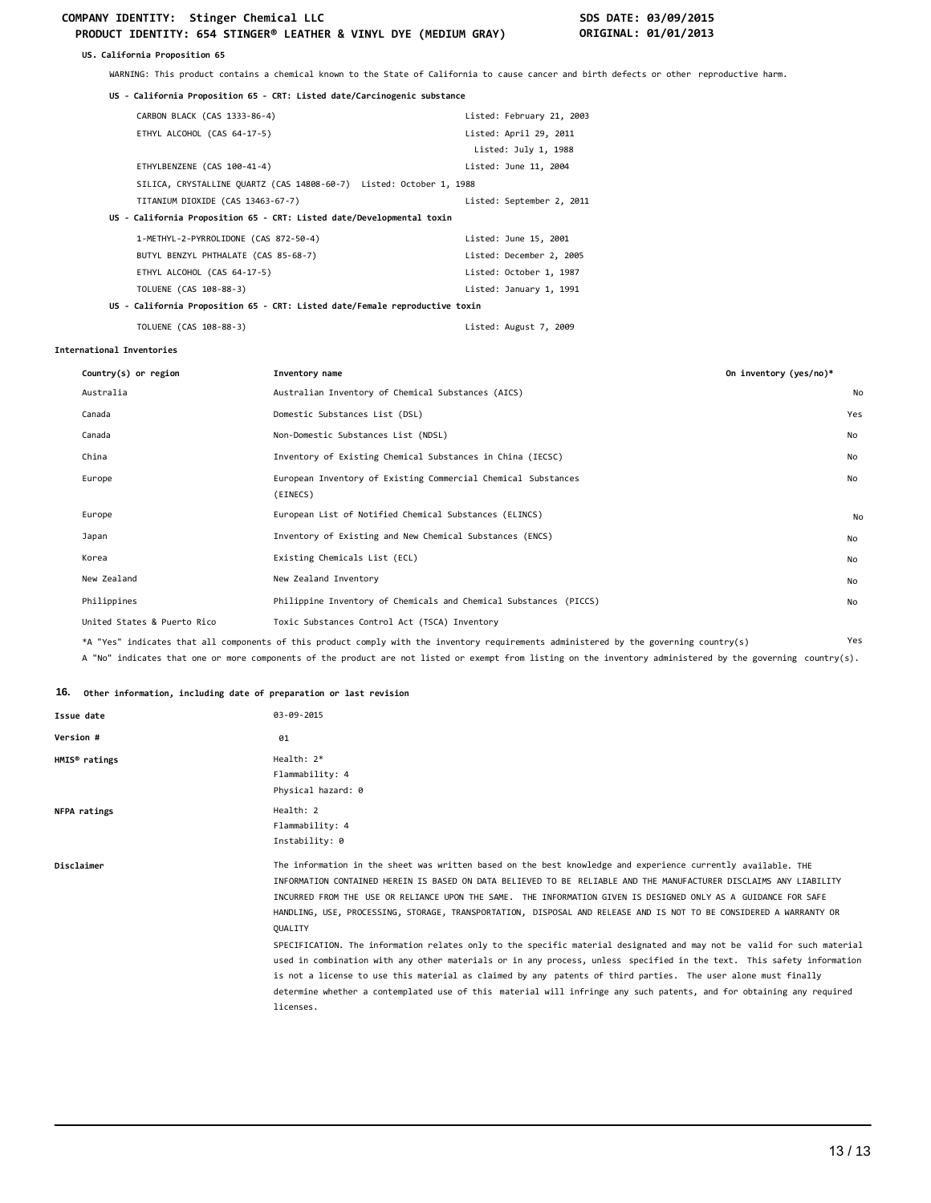**US. California Proposition 65**

WARNING: This product contains a chemical known to the State of California to cause cancer and birth defects or other reproductive harm.

**US - California Proposition 65 - CRT: Listed date/Carcinogenic substance**

| | |
|---|---|
| CARBON BLACK (CAS 1333-86-4) | Listed: February 21, 2003 |
| ETHYL ALCOHOL (CAS 64-17-5) | Listed: April 29, 2011<br>Listed: July 1, 1988 |
| ETHYLBENZENE (CAS 100-41-4) | Listed: June 11, 2004 |
| SILICA, CRYSTALLINE QUARTZ (CAS 14808-60-7) | Listed: October 1, 1988 |
| TITANIUM DIOXIDE (CAS 13463-67-7) | Listed: September 2, 2011 |

**US - California Proposition 65 - CRT: Listed date/Developmental toxin**

| | |
|---|---|
| 1-METHYL-2-PYRROLIDONE (CAS 872-50-4) | Listed: June 15, 2001 |
| BUTYL BENZYL PHTHALATE (CAS 85-68-7) | Listed: December 2, 2005 |
| ETHYL ALCOHOL (CAS 64-17-5) | Listed: October 1, 1987 |
| TOLUENE (CAS 108-88-3) | Listed: January 1, 1991 |

**US - California Proposition 65 - CRT: Listed date/Female reproductive toxin**

| | |
|---|---|
| TOLUENE (CAS 108-88-3) | Listed: August 7, 2009 |

**International Inventories**

| Country(s) or region | Inventory name | On inventory (yes/no)* |
|---|---|---|
| Australia | Australian Inventory of Chemical Substances (AICS) | No |
| Canada | Domestic Substances List (DSL) | Yes |
| Canada | Non-Domestic Substances List (NDSL) | No |
| China | Inventory of Existing Chemical Substances in China (IECSC) | No |
| Europe | European Inventory of Existing Commercial Chemical Substances (EINECS) | No |
| Europe | European List of Notified Chemical Substances (ELINCS) | No |
| Japan | Inventory of Existing and New Chemical Substances (ENCS) | No |
| Korea | Existing Chemicals List (ECL) | No |
| New Zealand | New Zealand Inventory | No |
| Philippines | Philippine Inventory of Chemicals and Chemical Substances (PICCS) | No |
| United States & Puerto Rico | Toxic Substances Control Act (TSCA) Inventory | Yes |

*A "Yes" indicates that all components of this product comply with the inventory requirements administered by the governing country(s)

A "No" indicates that one or more components of the product are not listed or exempt from listing on the inventory administered by the governing country(s).

## 16. Other information, including date of preparation or last revision

**Issue date**: 03-09-2015

**Version #**: 01

**HMIS® ratings**:
Health: 2*
Flammability: 4
Physical hazard: 0

**NFPA ratings**:
Health: 2
Flammability: 4
Instability: 0

**Disclaimer**:
The information in the sheet was written based on the best knowledge and experience currently available. THE INFORMATION CONTAINED HEREIN IS BASED ON DATA BELIEVED TO BE RELIABLE AND THE MANUFACTURER DISCLAIMS ANY LIABILITY INCURRED FROM THE USE OR RELIANCE UPON THE SAME. THE INFORMATION GIVEN IS DESIGNED ONLY AS A GUIDANCE FOR SAFE HANDLING, USE, PROCESSING, STORAGE, TRANSPORTATION, DISPOSAL AND RELEASE AND IS NOT TO BE CONSIDERED A WARRANTY OR QUALITY
SPECIFICATION. The information relates only to the specific material designated and may not be valid for such material used in combination with any other materials or in any process, unless specified in the text. This safety information is not a license to use this material as claimed by any patents of third parties. The user alone must finally determine whether a contemplated use of this material will infringe any such patents, and for obtaining any required licenses.